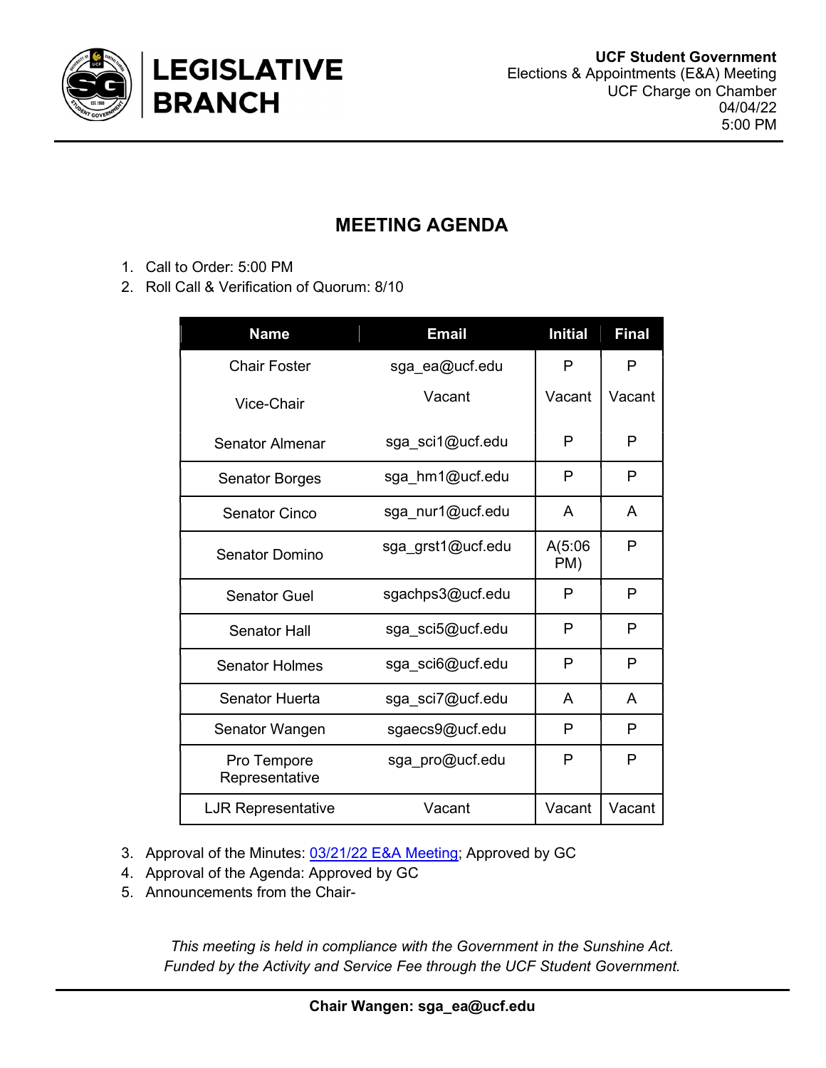**UCF Student Government**
Elections & Appointments (E&A) Meeting
UCF Charge on Chamber
04/04/22
5:00 PM

## MEETING AGENDA

1. Call to Order: 5:00 PM
2. Roll Call & Verification of Quorum: 8/10

| Name | Email | Initial | Final |
|---|---|---|---|
| Chair Foster | sga_ea@ucf.edu | P | P |
| Vice-Chair | Vacant | Vacant | Vacant |
| Senator Almenar | sga_sci1@ucf.edu | P | P |
| Senator Borges | sga_hm1@ucf.edu | P | P |
| Senator Cinco | sga_nur1@ucf.edu | A | A |
| Senator Domino | sga_grst1@ucf.edu | A(5:06 PM) | P |
| Senator Guel | sgachps3@ucf.edu | P | P |
| Senator Hall | sga_sci5@ucf.edu | P | P |
| Senator Holmes | sga_sci6@ucf.edu | P | P |
| Senator Huerta | sga_sci7@ucf.edu | A | A |
| Senator Wangen | sgaecs9@ucf.edu | P | P |
| Pro Tempore Representative | sga_pro@ucf.edu | P | P |
| LJR Representative | Vacant | Vacant | Vacant |

3. Approval of the Minutes: [03/21/22 E&A Meeting](); Approved by GC
4. Approval of the Agenda: Approved by GC
5. Announcements from the Chair-

*This meeting is held in compliance with the Government in the Sunshine Act.*
*Funded by the Activity and Service Fee through the UCF Student Government.*

**Chair Wangen: sga_ea@ucf.edu**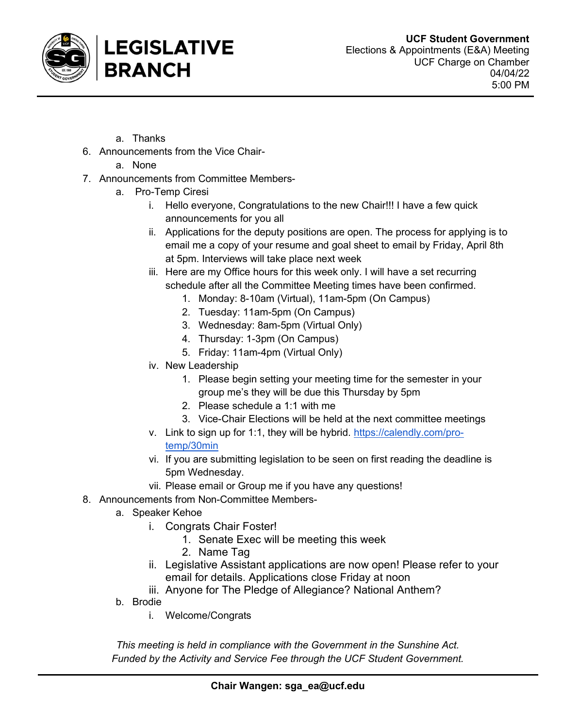a. Thanks
6. Announcements from the Vice Chair-
   a. None
7. Announcements from Committee Members-
   a. Pro-Temp Ciresi
      i. Hello everyone, Congratulations to the new Chair!!! I have a few quick announcements for you all
      ii. Applications for the deputy positions are open. The process for applying is to email me a copy of your resume and goal sheet to email by Friday, April 8th at 5pm. Interviews will take place next week
      iii. Here are my Office hours for this week only. I will have a set recurring schedule after all the Committee Meeting times have been confirmed.
         1. Monday: 8-10am (Virtual), 11am-5pm (On Campus)
         2. Tuesday: 11am-5pm (On Campus)
         3. Wednesday: 8am-5pm (Virtual Only)
         4. Thursday: 1-3pm (On Campus)
         5. Friday: 11am-4pm (Virtual Only)
      iv. New Leadership
         1. Please begin setting your meeting time for the semester in your group me's they will be due this Thursday by 5pm
         2. Please schedule a 1:1 with me
         3. Vice-Chair Elections will be held at the next committee meetings
      v. Link to sign up for 1:1, they will be hybrid. https://calendly.com/pro-temp/30min
      vi. If you are submitting legislation to be seen on first reading the deadline is 5pm Wednesday.
      vii. Please email or Group me if you have any questions!
8. Announcements from Non-Committee Members-
   a. Speaker Kehoe
      i. Congrats Chair Foster!
         1. Senate Exec will be meeting this week
         2. Name Tag
      ii. Legislative Assistant applications are now open! Please refer to your email for details. Applications close Friday at noon
      iii. Anyone for The Pledge of Allegiance? National Anthem?
   b. Brodie
      i. Welcome/Congrats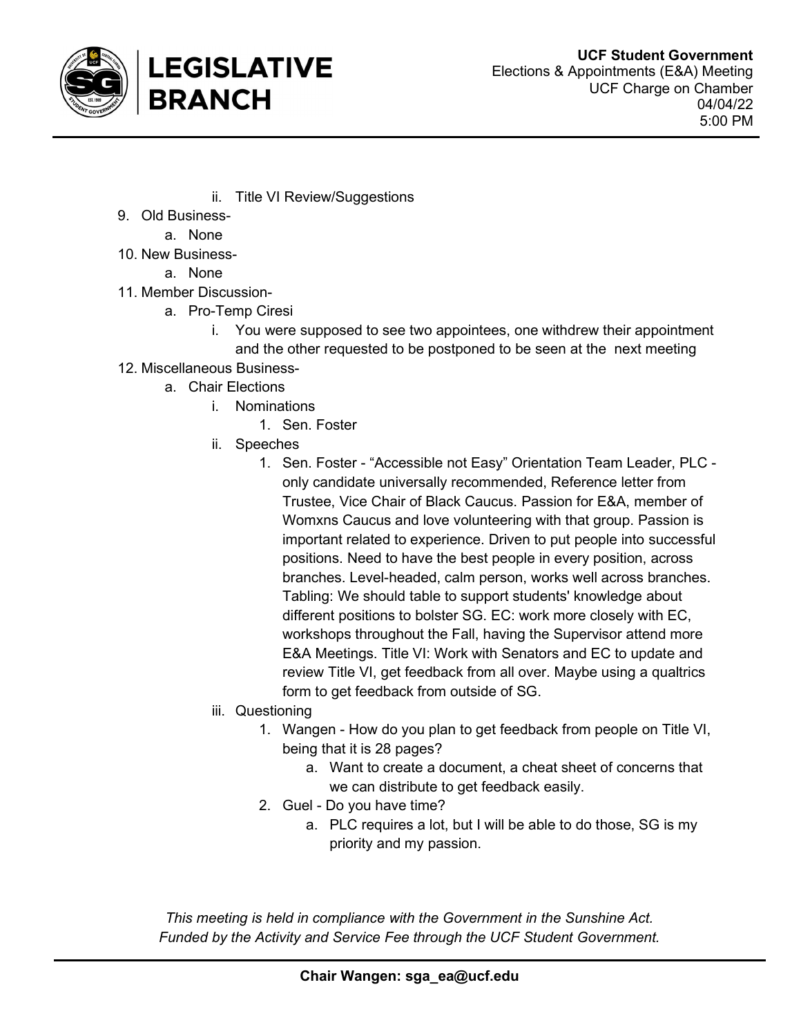ii. Title VI Review/Suggestions

9. Old Business-
   a. None
10. New Business-
    a. None
11. Member Discussion-
    a. Pro-Temp Ciresi
       i. You were supposed to see two appointees, one withdrew their appointment and the other requested to be postponed to be seen at the next meeting
12. Miscellaneous Business-
    a. Chair Elections
       i. Nominations
          1. Sen. Foster
       ii. Speeches
          1. Sen. Foster - "Accessible not Easy" Orientation Team Leader, PLC - only candidate universally recommended, Reference letter from Trustee, Vice Chair of Black Caucus. Passion for E&A, member of Womxns Caucus and love volunteering with that group. Passion is important related to experience. Driven to put people into successful positions. Need to have the best people in every position, across branches. Level-headed, calm person, works well across branches. Tabling: We should table to support students' knowledge about different positions to bolster SG. EC: work more closely with EC, workshops throughout the Fall, having the Supervisor attend more E&A Meetings. Title VI: Work with Senators and EC to update and review Title VI, get feedback from all over. Maybe using a qualtrics form to get feedback from outside of SG.
       iii. Questioning
          1. Wangen - How do you plan to get feedback from people on Title VI, being that it is 28 pages?
             a. Want to create a document, a cheat sheet of concerns that we can distribute to get feedback easily.
          2. Guel - Do you have time?
             a. PLC requires a lot, but I will be able to do those, SG is my priority and my passion.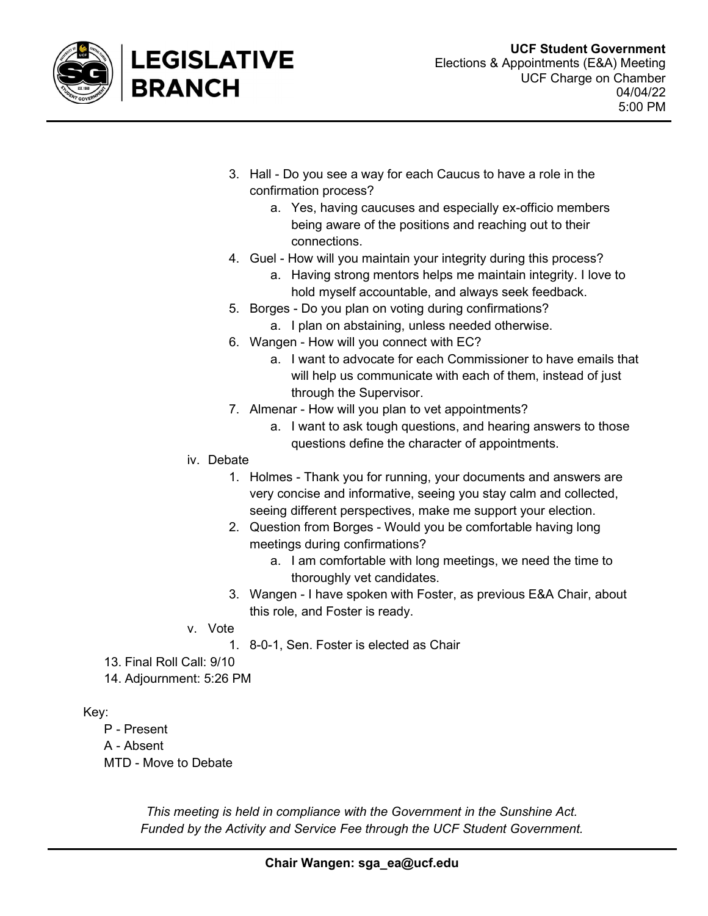3. Hall - Do you see a way for each Caucus to have a role in the confirmation process?
    a. Yes, having caucuses and especially ex-officio members being aware of the positions and reaching out to their connections.
4. Guel - How will you maintain your integrity during this process?
    a. Having strong mentors helps me maintain integrity. I love to hold myself accountable, and always seek feedback.
5. Borges - Do you plan on voting during confirmations?
    a. I plan on abstaining, unless needed otherwise.
6. Wangen - How will you connect with EC?
    a. I want to advocate for each Commissioner to have emails that will help us communicate with each of them, instead of just through the Supervisor.
7. Almenar - How will you plan to vet appointments?
    a. I want to ask tough questions, and hearing answers to those questions define the character of appointments.

iv. Debate

1. Holmes - Thank you for running, your documents and answers are very concise and informative, seeing you stay calm and collected, seeing different perspectives, make me support your election.
2. Question from Borges - Would you be comfortable having long meetings during confirmations?
    a. I am comfortable with long meetings, we need the time to thoroughly vet candidates.
3. Wangen - I have spoken with Foster, as previous E&A Chair, about this role, and Foster is ready.

v. Vote

1. 8-0-1, Sen. Foster is elected as Chair

13. Final Roll Call: 9/10
14. Adjournment: 5:26 PM

Key:

P - Present
A - Absent
MTD - Move to Debate

*This meeting is held in compliance with the Government in the Sunshine Act.*
*Funded by the Activity and Service Fee through the UCF Student Government.*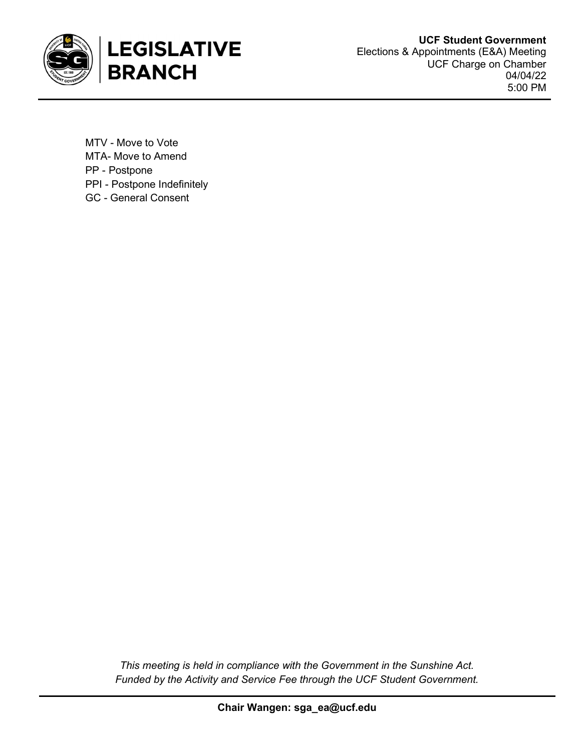MTV - Move to Vote
MTA- Move to Amend
PP - Postpone
PPI - Postpone Indefinitely
GC - General Consent

*This meeting is held in compliance with the Government in the Sunshine Act.*
*Funded by the Activity and Service Fee through the UCF Student Government.*

**Chair Wangen: sga_ea@ucf.edu**